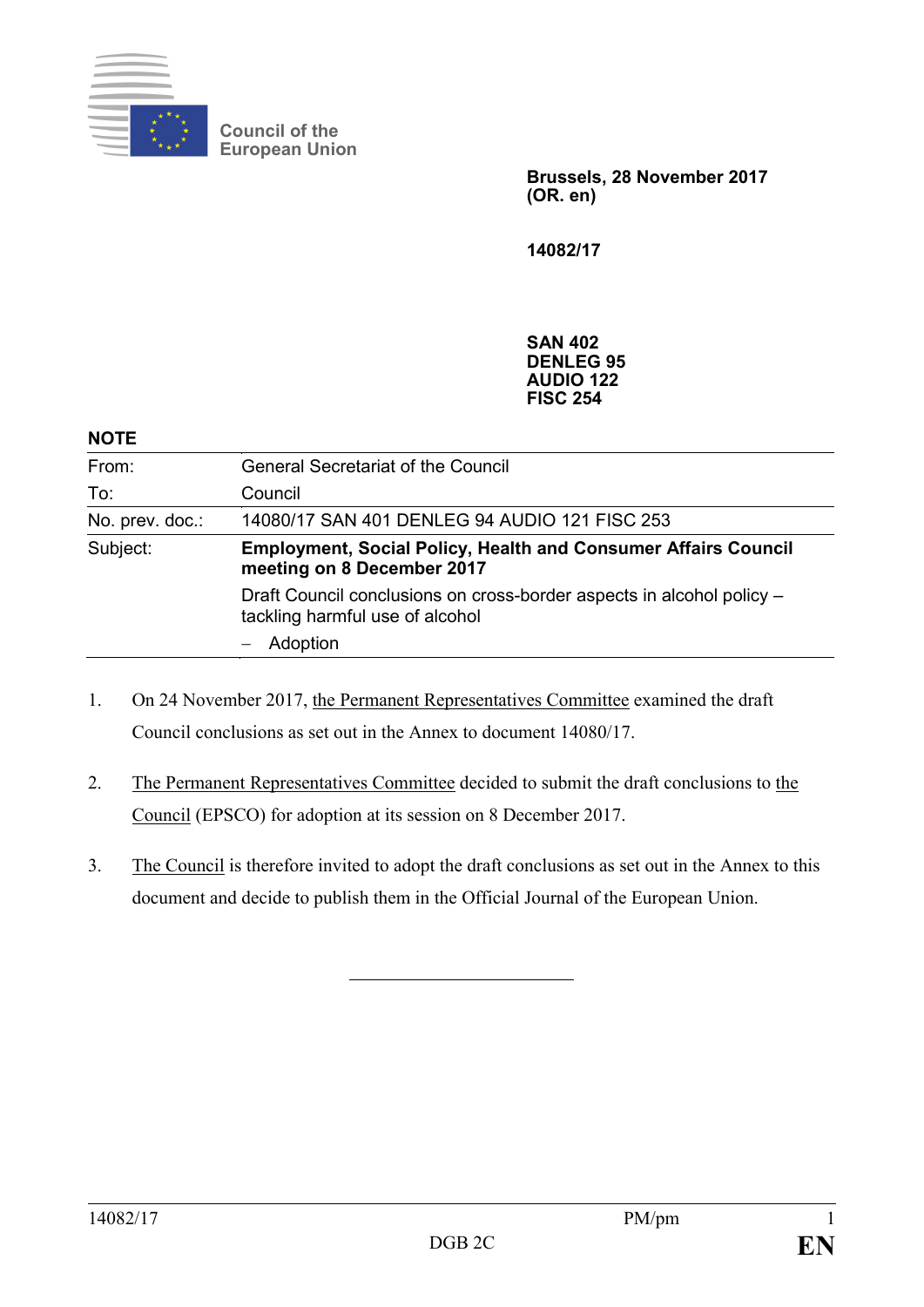Council of the European Union

**Brussels, 28 November 2017**
**(OR. en)**

**14082/17**

**SAN 402**
**DENLEG 95**
**AUDIO 122**
**FISC 254**

**NOTE**

| | |
|---|---|
| From: | General Secretariat of the Council |
| To: | Council |
| No. prev. doc.: | 14080/17 SAN 401 DENLEG 94 AUDIO 121 FISC 253 |
| Subject: | **Employment, Social Policy, Health and Consumer Affairs Council meeting on 8 December 2017**<br>Draft Council conclusions on cross-border aspects in alcohol policy – tackling harmful use of alcohol<br>– Adoption |

1. On 24 November 2017, the Permanent Representatives Committee examined the draft Council conclusions as set out in the Annex to document 14080/17.

2. The Permanent Representatives Committee decided to submit the draft conclusions to the Council (EPSCO) for adoption at its session on 8 December 2017.

3. The Council is therefore invited to adopt the draft conclusions as set out in the Annex to this document and decide to publish them in the Official Journal of the European Union.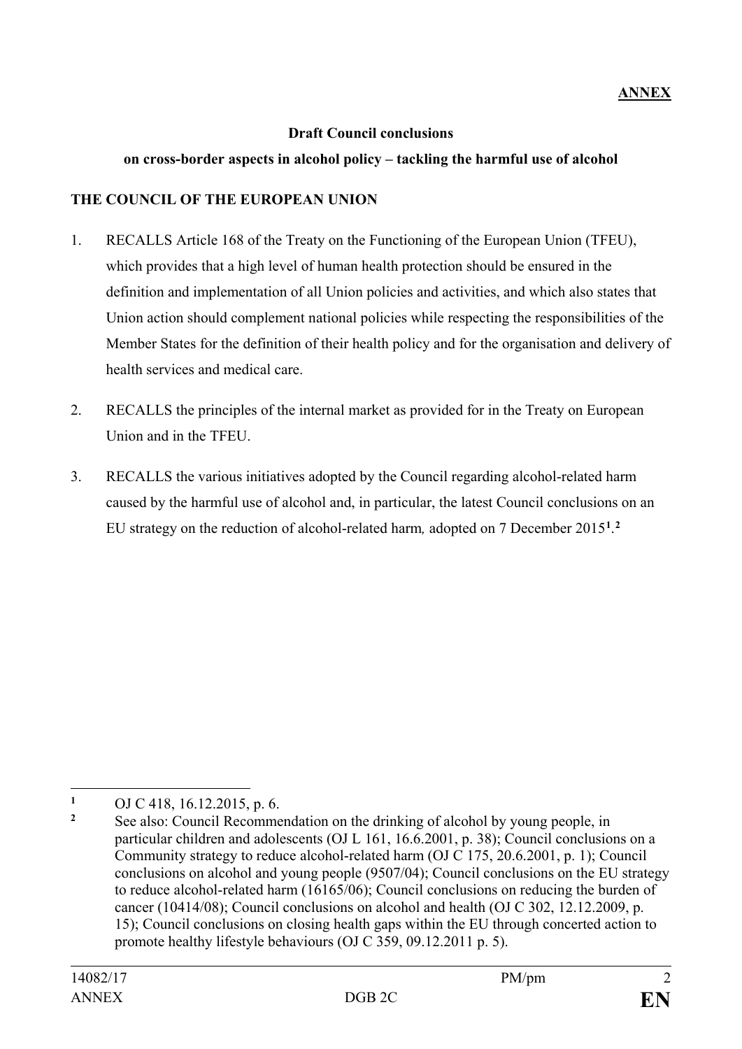**ANNEX**

**Draft Council conclusions**

**on cross-border aspects in alcohol policy – tackling the harmful use of alcohol**

**THE COUNCIL OF THE EUROPEAN UNION**

1. RECALLS Article 168 of the Treaty on the Functioning of the European Union (TFEU), which provides that a high level of human health protection should be ensured in the definition and implementation of all Union policies and activities, and which also states that Union action should complement national policies while respecting the responsibilities of the Member States for the definition of their health policy and for the organisation and delivery of health services and medical care.

2. RECALLS the principles of the internal market as provided for in the Treaty on European Union and in the TFEU.

3. RECALLS the various initiatives adopted by the Council regarding alcohol-related harm caused by the harmful use of alcohol and, in particular, the latest Council conclusions on an EU strategy on the reduction of alcohol-related harm*,* adopted on 7 December 2015[1].[2]

---

[1] OJ C 418, 16.12.2015, p. 6.

[2] See also: Council Recommendation on the drinking of alcohol by young people, in particular children and adolescents (OJ L 161, 16.6.2001, p. 38); Council conclusions on a Community strategy to reduce alcohol-related harm (OJ C 175, 20.6.2001, p. 1); Council conclusions on alcohol and young people (9507/04); Council conclusions on the EU strategy to reduce alcohol-related harm (16165/06); Council conclusions on reducing the burden of cancer (10414/08); Council conclusions on alcohol and health (OJ C 302, 12.12.2009, p. 15); Council conclusions on closing health gaps within the EU through concerted action to promote healthy lifestyle behaviours (OJ C 359, 09.12.2011 p. 5).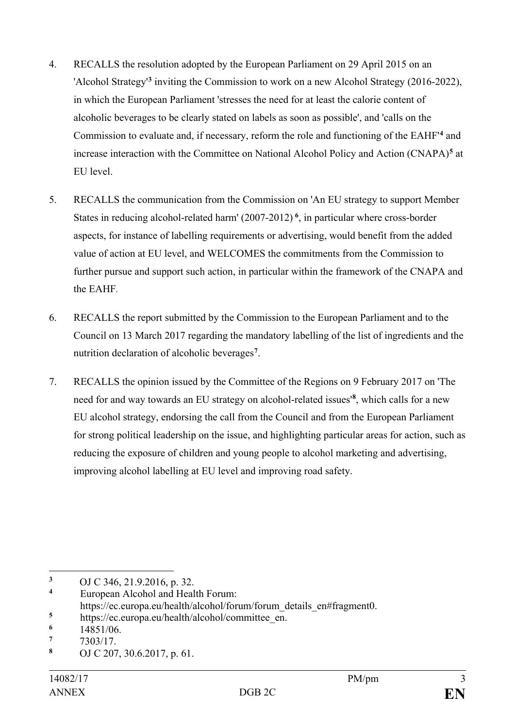4. RECALLS the resolution adopted by the European Parliament on 29 April 2015 on an 'Alcohol Strategy'[3] inviting the Commission to work on a new Alcohol Strategy (2016-2022), in which the European Parliament 'stresses the need for at least the calorie content of alcoholic beverages to be clearly stated on labels as soon as possible', and 'calls on the Commission to evaluate and, if necessary, reform the role and functioning of the EAHF'[4] and increase interaction with the Committee on National Alcohol Policy and Action (CNAPA)[5] at EU level.

5. RECALLS the communication from the Commission on 'An EU strategy to support Member States in reducing alcohol-related harm' (2007-2012) [6], in particular where cross-border aspects, for instance of labelling requirements or advertising, would benefit from the added value of action at EU level, and WELCOMES the commitments from the Commission to further pursue and support such action, in particular within the framework of the CNAPA and the EAHF.

6. RECALLS the report submitted by the Commission to the European Parliament and to the Council on 13 March 2017 regarding the mandatory labelling of the list of ingredients and the nutrition declaration of alcoholic beverages[7].

7. RECALLS the opinion issued by the Committee of the Regions on 9 February 2017 on 'The need for and way towards an EU strategy on alcohol-related issues'[8], which calls for a new EU alcohol strategy, endorsing the call from the Council and from the European Parliament for strong political leadership on the issue, and highlighting particular areas for action, such as reducing the exposure of children and young people to alcohol marketing and advertising, improving alcohol labelling at EU level and improving road safety.

---

[3] OJ C 346, 21.9.2016, p. 32.

[4] European Alcohol and Health Forum: https://ec.europa.eu/health/alcohol/forum/forum_details_en#fragment0.

[5] https://ec.europa.eu/health/alcohol/committee_en.

[6] 14851/06.

[7] 7303/17.

[8] OJ C 207, 30.6.2017, p. 61.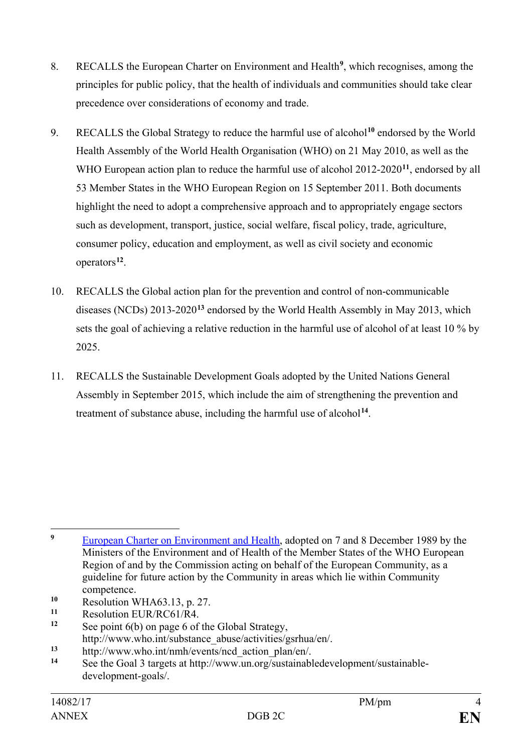8. RECALLS the European Charter on Environment and Health[9], which recognises, among the principles for public policy, that the health of individuals and communities should take clear precedence over considerations of economy and trade.

9. RECALLS the Global Strategy to reduce the harmful use of alcohol[10] endorsed by the World Health Assembly of the World Health Organisation (WHO) on 21 May 2010, as well as the WHO European action plan to reduce the harmful use of alcohol 2012-2020[11], endorsed by all 53 Member States in the WHO European Region on 15 September 2011. Both documents highlight the need to adopt a comprehensive approach and to appropriately engage sectors such as development, transport, justice, social welfare, fiscal policy, trade, agriculture, consumer policy, education and employment, as well as civil society and economic operators[12].

10. RECALLS the Global action plan for the prevention and control of non-communicable diseases (NCDs) 2013-2020[13] endorsed by the World Health Assembly in May 2013, which sets the goal of achieving a relative reduction in the harmful use of alcohol of at least 10 % by 2025.

11. RECALLS the Sustainable Development Goals adopted by the United Nations General Assembly in September 2015, which include the aim of strengthening the prevention and treatment of substance abuse, including the harmful use of alcohol[14].

---

[9] European Charter on Environment and Health, adopted on 7 and 8 December 1989 by the Ministers of the Environment and of Health of the Member States of the WHO European Region of and by the Commission acting on behalf of the European Community, as a guideline for future action by the Community in areas which lie within Community competence.

[10] Resolution WHA63.13, p. 27.

[11] Resolution EUR/RC61/R4.

[12] See point 6(b) on page 6 of the Global Strategy, http://www.who.int/substance_abuse/activities/gsrhua/en/.

[13] http://www.who.int/nmh/events/ncd_action_plan/en/.

[14] See the Goal 3 targets at http://www.un.org/sustainabledevelopment/sustainable-development-goals/.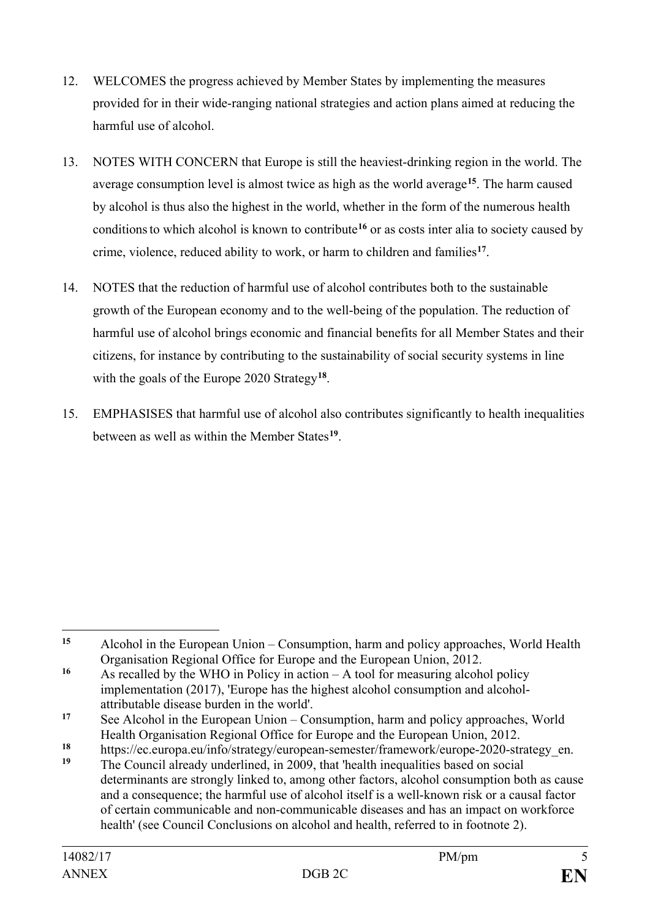12. WELCOMES the progress achieved by Member States by implementing the measures provided for in their wide-ranging national strategies and action plans aimed at reducing the harmful use of alcohol.

13. NOTES WITH CONCERN that Europe is still the heaviest-drinking region in the world. The average consumption level is almost twice as high as the world average[15]. The harm caused by alcohol is thus also the highest in the world, whether in the form of the numerous health conditions to which alcohol is known to contribute[16] or as costs inter alia to society caused by crime, violence, reduced ability to work, or harm to children and families[17].

14. NOTES that the reduction of harmful use of alcohol contributes both to the sustainable growth of the European economy and to the well-being of the population. The reduction of harmful use of alcohol brings economic and financial benefits for all Member States and their citizens, for instance by contributing to the sustainability of social security systems in line with the goals of the Europe 2020 Strategy[18].

15. EMPHASISES that harmful use of alcohol also contributes significantly to health inequalities between as well as within the Member States[19].

---

[15] Alcohol in the European Union – Consumption, harm and policy approaches, World Health Organisation Regional Office for Europe and the European Union, 2012.

[16] As recalled by the WHO in Policy in action – A tool for measuring alcohol policy implementation (2017), 'Europe has the highest alcohol consumption and alcohol-attributable disease burden in the world'.

[17] See Alcohol in the European Union – Consumption, harm and policy approaches, World Health Organisation Regional Office for Europe and the European Union, 2012.

[18] https://ec.europa.eu/info/strategy/european-semester/framework/europe-2020-strategy_en.

[19] The Council already underlined, in 2009, that 'health inequalities based on social determinants are strongly linked to, among other factors, alcohol consumption both as cause and a consequence; the harmful use of alcohol itself is a well-known risk or a causal factor of certain communicable and non-communicable diseases and has an impact on workforce health' (see Council Conclusions on alcohol and health, referred to in footnote 2).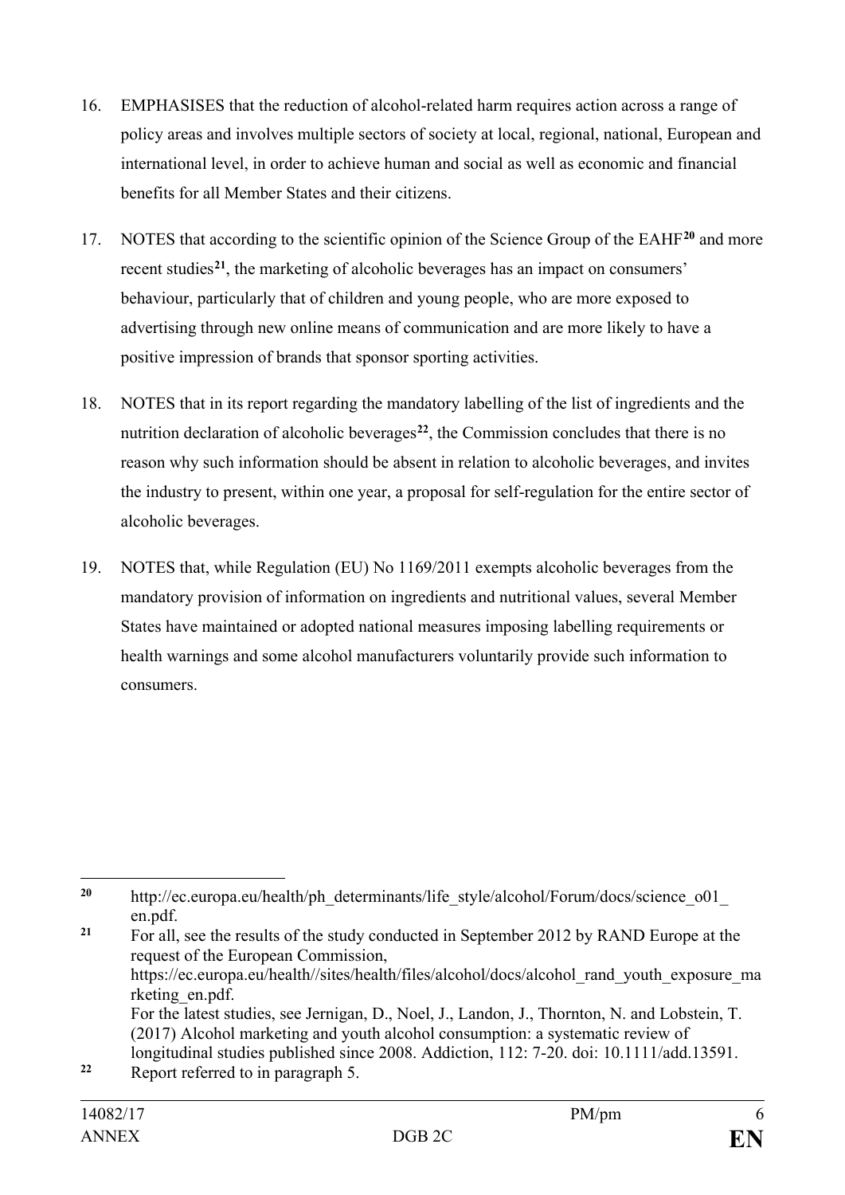16. EMPHASISES that the reduction of alcohol-related harm requires action across a range of policy areas and involves multiple sectors of society at local, regional, national, European and international level, in order to achieve human and social as well as economic and financial benefits for all Member States and their citizens.

17. NOTES that according to the scientific opinion of the Science Group of the EAHF[20] and more recent studies[21], the marketing of alcoholic beverages has an impact on consumers' behaviour, particularly that of children and young people, who are more exposed to advertising through new online means of communication and are more likely to have a positive impression of brands that sponsor sporting activities.

18. NOTES that in its report regarding the mandatory labelling of the list of ingredients and the nutrition declaration of alcoholic beverages[22], the Commission concludes that there is no reason why such information should be absent in relation to alcoholic beverages, and invites the industry to present, within one year, a proposal for self-regulation for the entire sector of alcoholic beverages.

19. NOTES that, while Regulation (EU) No 1169/2011 exempts alcoholic beverages from the mandatory provision of information on ingredients and nutritional values, several Member States have maintained or adopted national measures imposing labelling requirements or health warnings and some alcohol manufacturers voluntarily provide such information to consumers.

---

[20] http://ec.europa.eu/health/ph_determinants/life_style/alcohol/Forum/docs/science_o01_en.pdf.

[21] For all, see the results of the study conducted in September 2012 by RAND Europe at the request of the European Commission, https://ec.europa.eu/health//sites/health/files/alcohol/docs/alcohol_rand_youth_exposure_marketing_en.pdf.
For the latest studies, see Jernigan, D., Noel, J., Landon, J., Thornton, N. and Lobstein, T. (2017) Alcohol marketing and youth alcohol consumption: a systematic review of longitudinal studies published since 2008. Addiction, 112: 7-20. doi: 10.1111/add.13591.

[22] Report referred to in paragraph 5.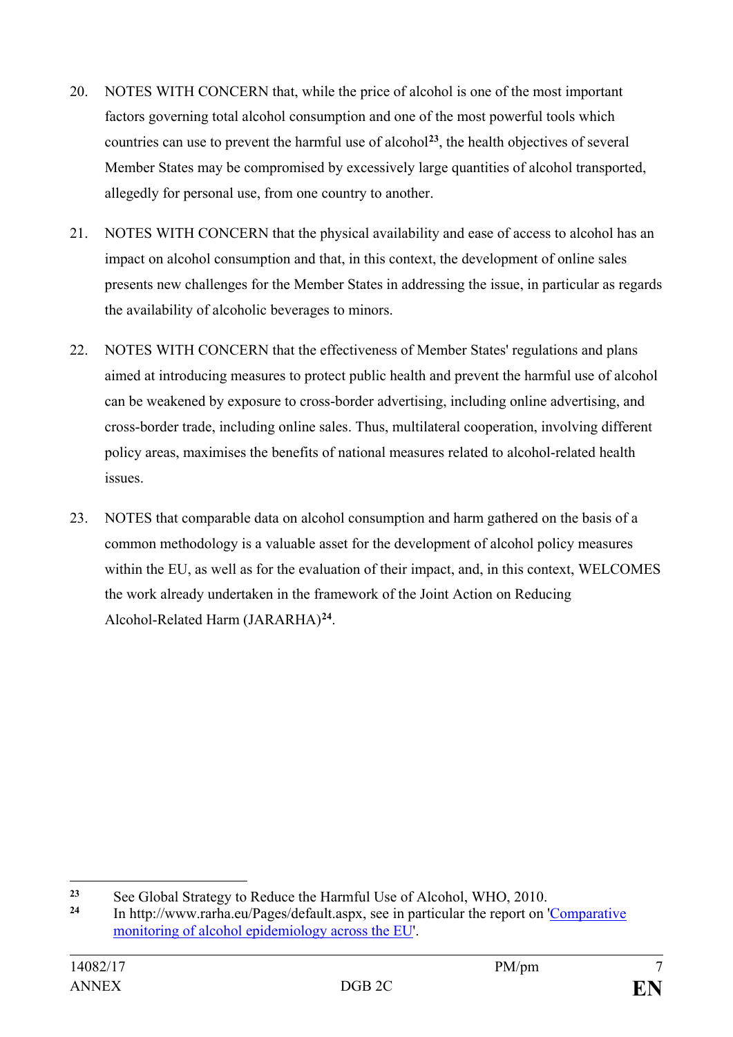20. NOTES WITH CONCERN that, while the price of alcohol is one of the most important factors governing total alcohol consumption and one of the most powerful tools which countries can use to prevent the harmful use of alcohol[23], the health objectives of several Member States may be compromised by excessively large quantities of alcohol transported, allegedly for personal use, from one country to another.

21. NOTES WITH CONCERN that the physical availability and ease of access to alcohol has an impact on alcohol consumption and that, in this context, the development of online sales presents new challenges for the Member States in addressing the issue, in particular as regards the availability of alcoholic beverages to minors.

22. NOTES WITH CONCERN that the effectiveness of Member States' regulations and plans aimed at introducing measures to protect public health and prevent the harmful use of alcohol can be weakened by exposure to cross-border advertising, including online advertising, and cross-border trade, including online sales. Thus, multilateral cooperation, involving different policy areas, maximises the benefits of national measures related to alcohol-related health issues.

23. NOTES that comparable data on alcohol consumption and harm gathered on the basis of a common methodology is a valuable asset for the development of alcohol policy measures within the EU, as well as for the evaluation of their impact, and, in this context, WELCOMES the work already undertaken in the framework of the Joint Action on Reducing Alcohol-Related Harm (JARARHA)[24].

---

[23] See Global Strategy to Reduce the Harmful Use of Alcohol, WHO, 2010.

[24] In http://www.rarha.eu/Pages/default.aspx, see in particular the report on 'Comparative monitoring of alcohol epidemiology across the EU'.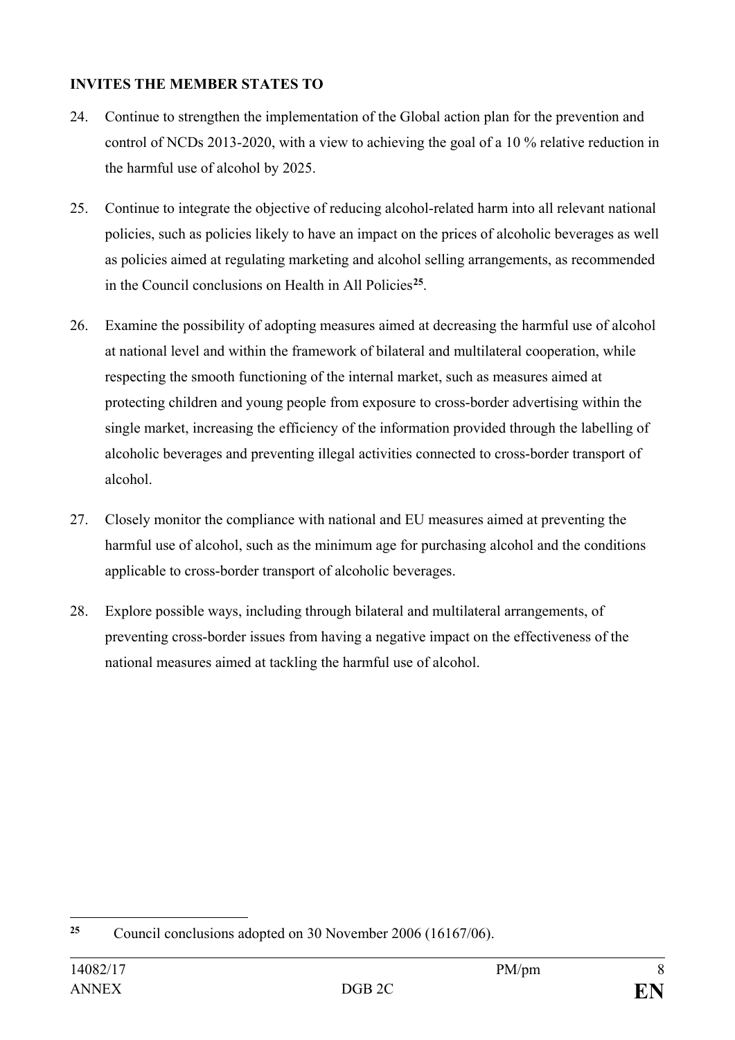**INVITES THE MEMBER STATES TO**

24. Continue to strengthen the implementation of the Global action plan for the prevention and control of NCDs 2013-2020, with a view to achieving the goal of a 10 % relative reduction in the harmful use of alcohol by 2025.

25. Continue to integrate the objective of reducing alcohol-related harm into all relevant national policies, such as policies likely to have an impact on the prices of alcoholic beverages as well as policies aimed at regulating marketing and alcohol selling arrangements, as recommended in the Council conclusions on Health in All Policies[25].

26. Examine the possibility of adopting measures aimed at decreasing the harmful use of alcohol at national level and within the framework of bilateral and multilateral cooperation, while respecting the smooth functioning of the internal market, such as measures aimed at protecting children and young people from exposure to cross-border advertising within the single market, increasing the efficiency of the information provided through the labelling of alcoholic beverages and preventing illegal activities connected to cross-border transport of alcohol.

27. Closely monitor the compliance with national and EU measures aimed at preventing the harmful use of alcohol, such as the minimum age for purchasing alcohol and the conditions applicable to cross-border transport of alcoholic beverages.

28. Explore possible ways, including through bilateral and multilateral arrangements, of preventing cross-border issues from having a negative impact on the effectiveness of the national measures aimed at tackling the harmful use of alcohol.

---

[25] Council conclusions adopted on 30 November 2006 (16167/06).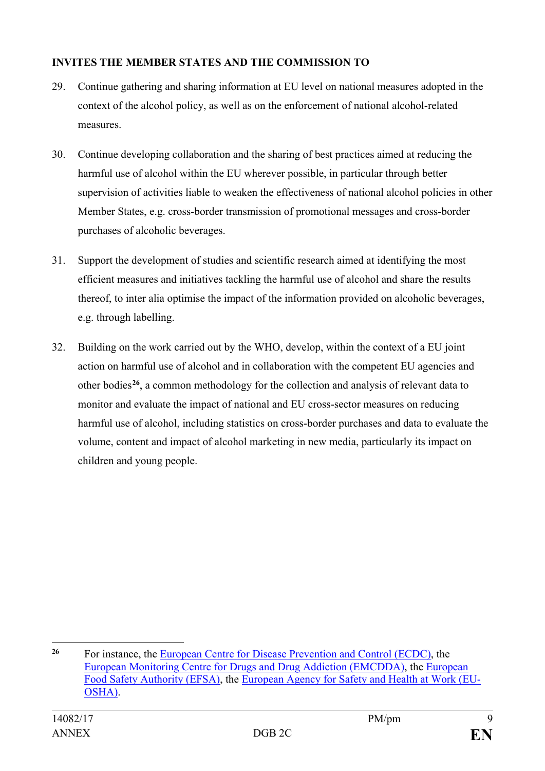**INVITES THE MEMBER STATES AND THE COMMISSION TO**

29. Continue gathering and sharing information at EU level on national measures adopted in the context of the alcohol policy, as well as on the enforcement of national alcohol-related measures.

30. Continue developing collaboration and the sharing of best practices aimed at reducing the harmful use of alcohol within the EU wherever possible, in particular through better supervision of activities liable to weaken the effectiveness of national alcohol policies in other Member States, e.g. cross-border transmission of promotional messages and cross-border purchases of alcoholic beverages.

31. Support the development of studies and scientific research aimed at identifying the most efficient measures and initiatives tackling the harmful use of alcohol and share the results thereof, to inter alia optimise the impact of the information provided on alcoholic beverages, e.g. through labelling.

32. Building on the work carried out by the WHO, develop, within the context of a EU joint action on harmful use of alcohol and in collaboration with the competent EU agencies and other bodies[26], a common methodology for the collection and analysis of relevant data to monitor and evaluate the impact of national and EU cross-sector measures on reducing harmful use of alcohol, including statistics on cross-border purchases and data to evaluate the volume, content and impact of alcohol marketing in new media, particularly its impact on children and young people.

---

[26] For instance, the European Centre for Disease Prevention and Control (ECDC), the European Monitoring Centre for Drugs and Drug Addiction (EMCDDA), the European Food Safety Authority (EFSA), the European Agency for Safety and Health at Work (EU-OSHA).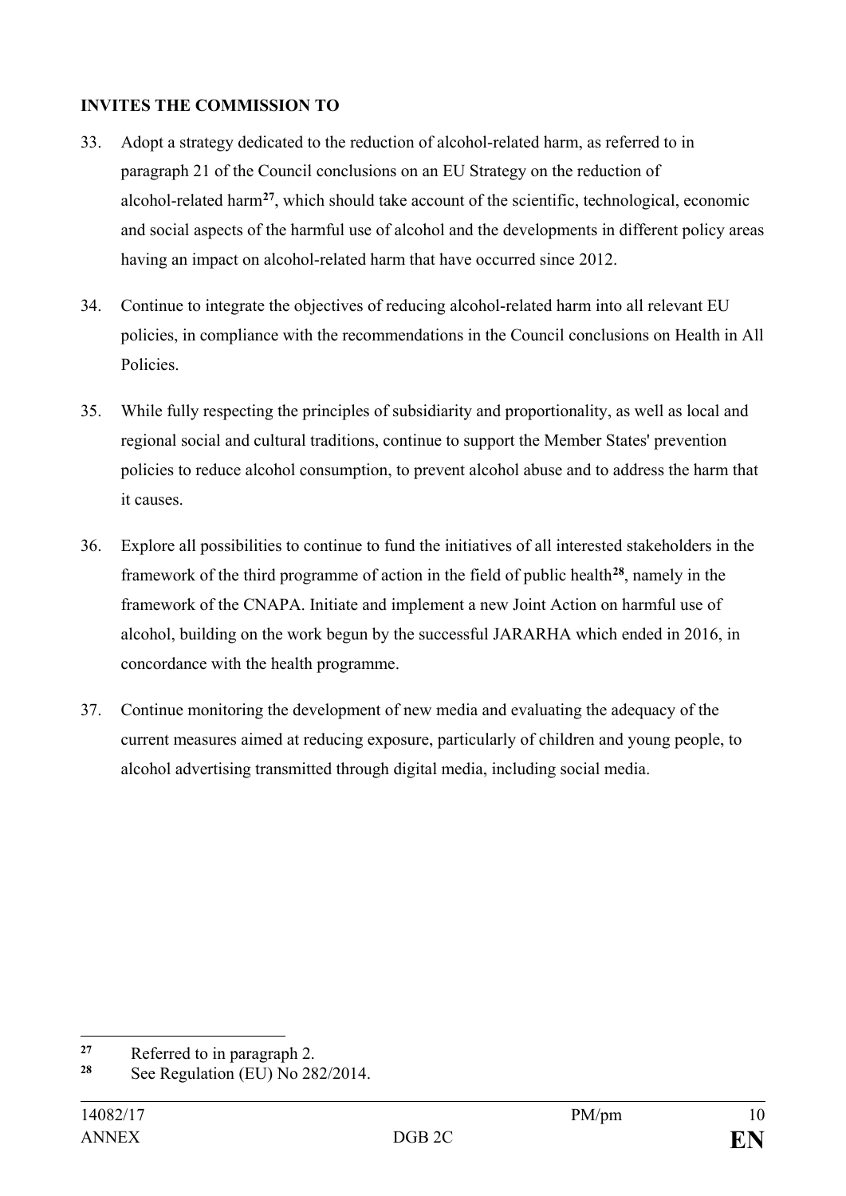**INVITES THE COMMISSION TO**

33. Adopt a strategy dedicated to the reduction of alcohol-related harm, as referred to in paragraph 21 of the Council conclusions on an EU Strategy on the reduction of alcohol-related harm[27], which should take account of the scientific, technological, economic and social aspects of the harmful use of alcohol and the developments in different policy areas having an impact on alcohol-related harm that have occurred since 2012.

34. Continue to integrate the objectives of reducing alcohol-related harm into all relevant EU policies, in compliance with the recommendations in the Council conclusions on Health in All Policies.

35. While fully respecting the principles of subsidiarity and proportionality, as well as local and regional social and cultural traditions, continue to support the Member States' prevention policies to reduce alcohol consumption, to prevent alcohol abuse and to address the harm that it causes.

36. Explore all possibilities to continue to fund the initiatives of all interested stakeholders in the framework of the third programme of action in the field of public health[28], namely in the framework of the CNAPA. Initiate and implement a new Joint Action on harmful use of alcohol, building on the work begun by the successful JARARHA which ended in 2016, in concordance with the health programme.

37. Continue monitoring the development of new media and evaluating the adequacy of the current measures aimed at reducing exposure, particularly of children and young people, to alcohol advertising transmitted through digital media, including social media.

---

[27] Referred to in paragraph 2.

[28] See Regulation (EU) No 282/2014.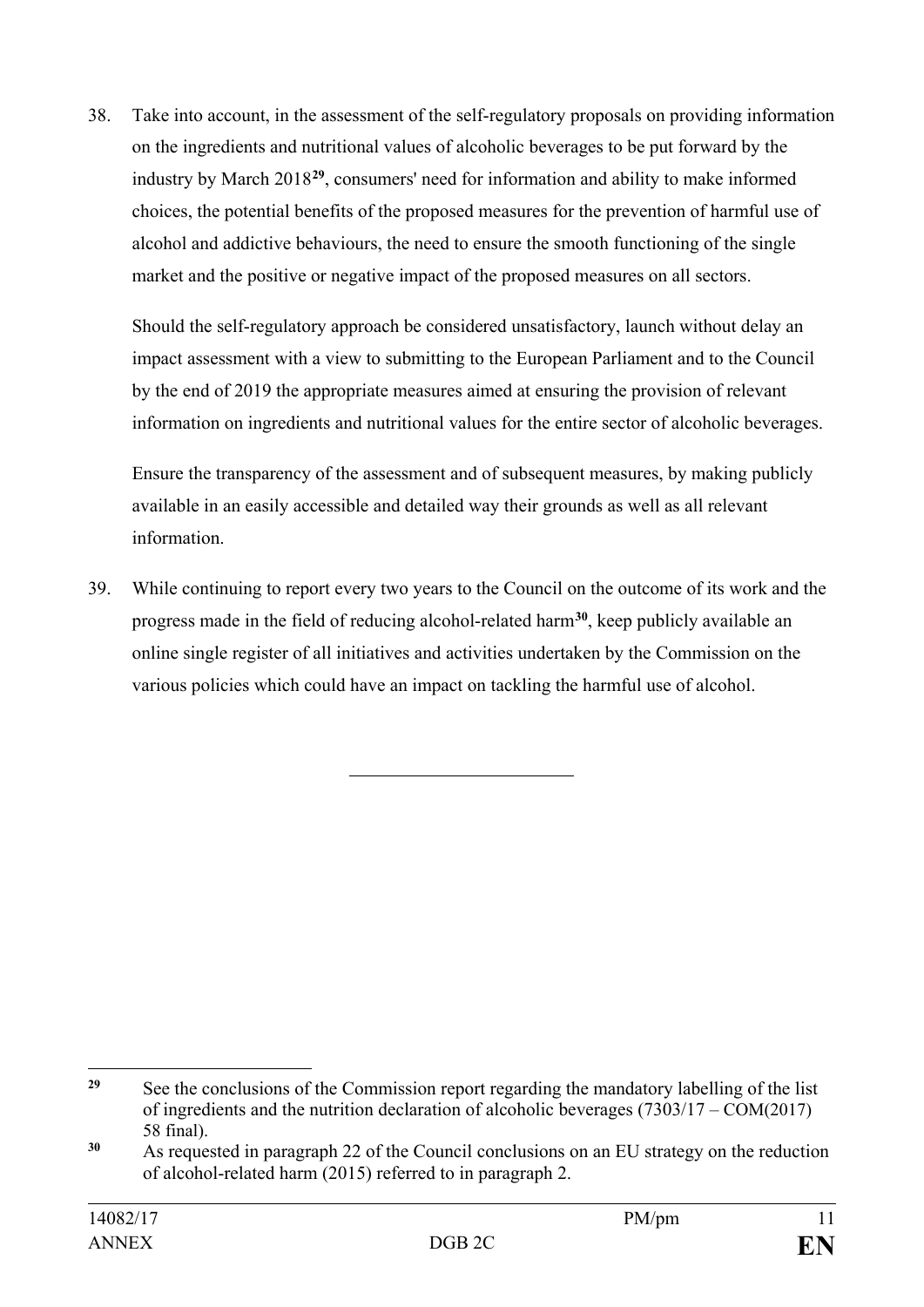38. Take into account, in the assessment of the self-regulatory proposals on providing information on the ingredients and nutritional values of alcoholic beverages to be put forward by the industry by March 2018[29], consumers' need for information and ability to make informed choices, the potential benefits of the proposed measures for the prevention of harmful use of alcohol and addictive behaviours, the need to ensure the smooth functioning of the single market and the positive or negative impact of the proposed measures on all sectors.

    Should the self-regulatory approach be considered unsatisfactory, launch without delay an impact assessment with a view to submitting to the European Parliament and to the Council by the end of 2019 the appropriate measures aimed at ensuring the provision of relevant information on ingredients and nutritional values for the entire sector of alcoholic beverages.

    Ensure the transparency of the assessment and of subsequent measures, by making publicly available in an easily accessible and detailed way their grounds as well as all relevant information.

39. While continuing to report every two years to the Council on the outcome of its work and the progress made in the field of reducing alcohol-related harm[30], keep publicly available an online single register of all initiatives and activities undertaken by the Commission on the various policies which could have an impact on tackling the harmful use of alcohol.

---

[29] See the conclusions of the Commission report regarding the mandatory labelling of the list of ingredients and the nutrition declaration of alcoholic beverages (7303/17 – COM(2017) 58 final).

[30] As requested in paragraph 22 of the Council conclusions on an EU strategy on the reduction of alcohol-related harm (2015) referred to in paragraph 2.